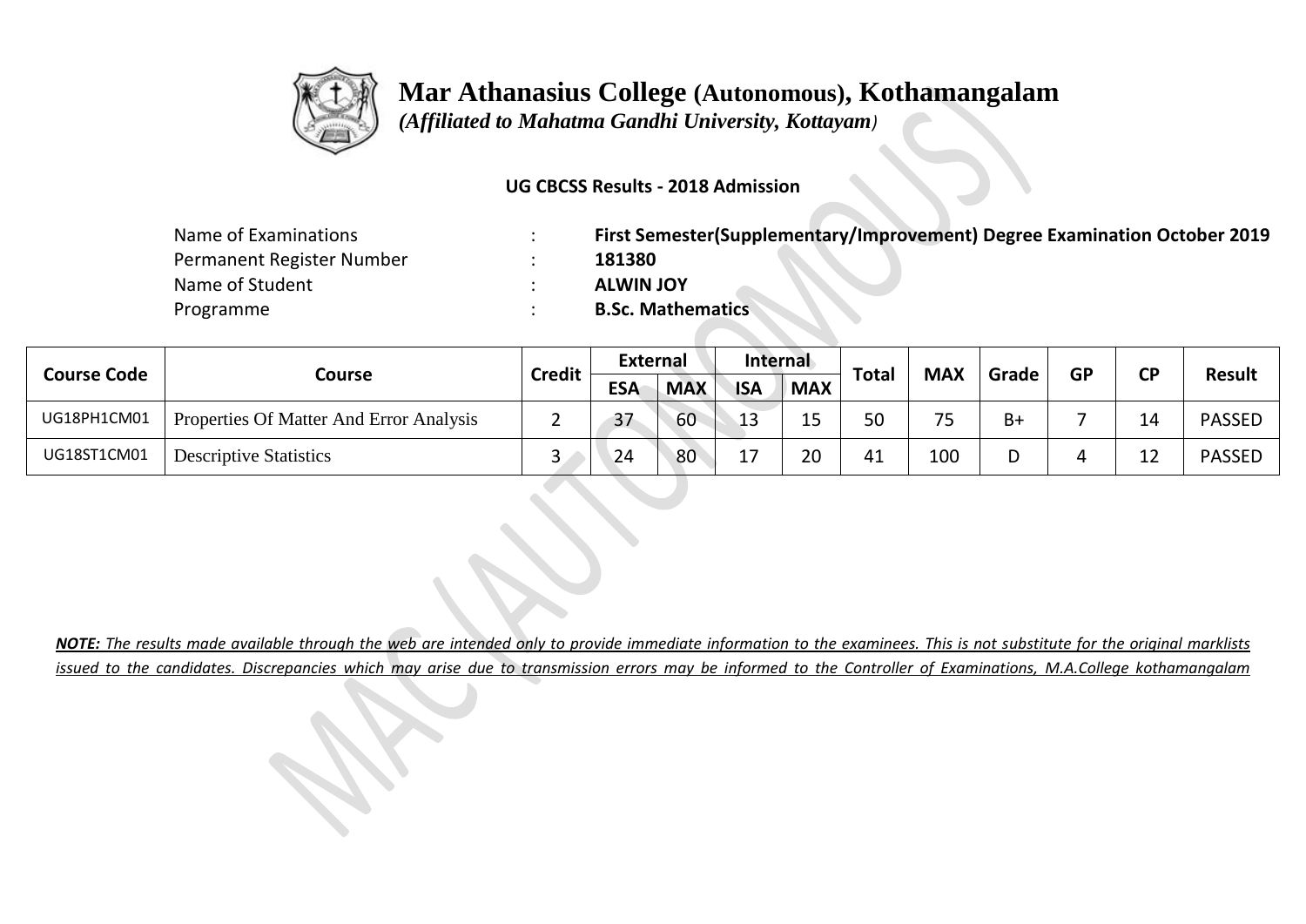# Mar Athanasius College (Autonomous), Kothamangalam

*(Affiliated to Mahatma Gandhi University, Kottayam)*

**UG CBCSS Results - 2018 Admission**

| | | |
|---|---|---|
| Name of Examinations | : | **First Semester(Supplementary/Improvement) Degree Examination October 2019** |
| Permanent Register Number | : | **181380** |
| Name of Student | : | **ALWIN JOY** |
| Programme | : | **B.Sc. Mathematics** |

| Course Code | Course | Credit | External | | Internal | | Total | MAX | Grade | GP | CP | Result |
|---|---|---|---|---|---|---|---|---|---|---|---|---|
| | | | ESA | MAX | ISA | MAX | | | | | | |
| UG18PH1CM01 | Properties Of Matter And Error Analysis | 2 | 37 | 60 | 13 | 15 | 50 | 75 | B+ | 7 | 14 | PASSED |
| UG18ST1CM01 | Descriptive Statistics | 3 | 24 | 80 | 17 | 20 | 41 | 100 | D | 4 | 12 | PASSED |

***NOTE:*** *The results made available through the web are intended only to provide immediate information to the examinees. This is not substitute for the original marklists issued to the candidates. Discrepancies which may arise due to transmission errors may be informed to the Controller of Examinations, M.A.College kothamangalam*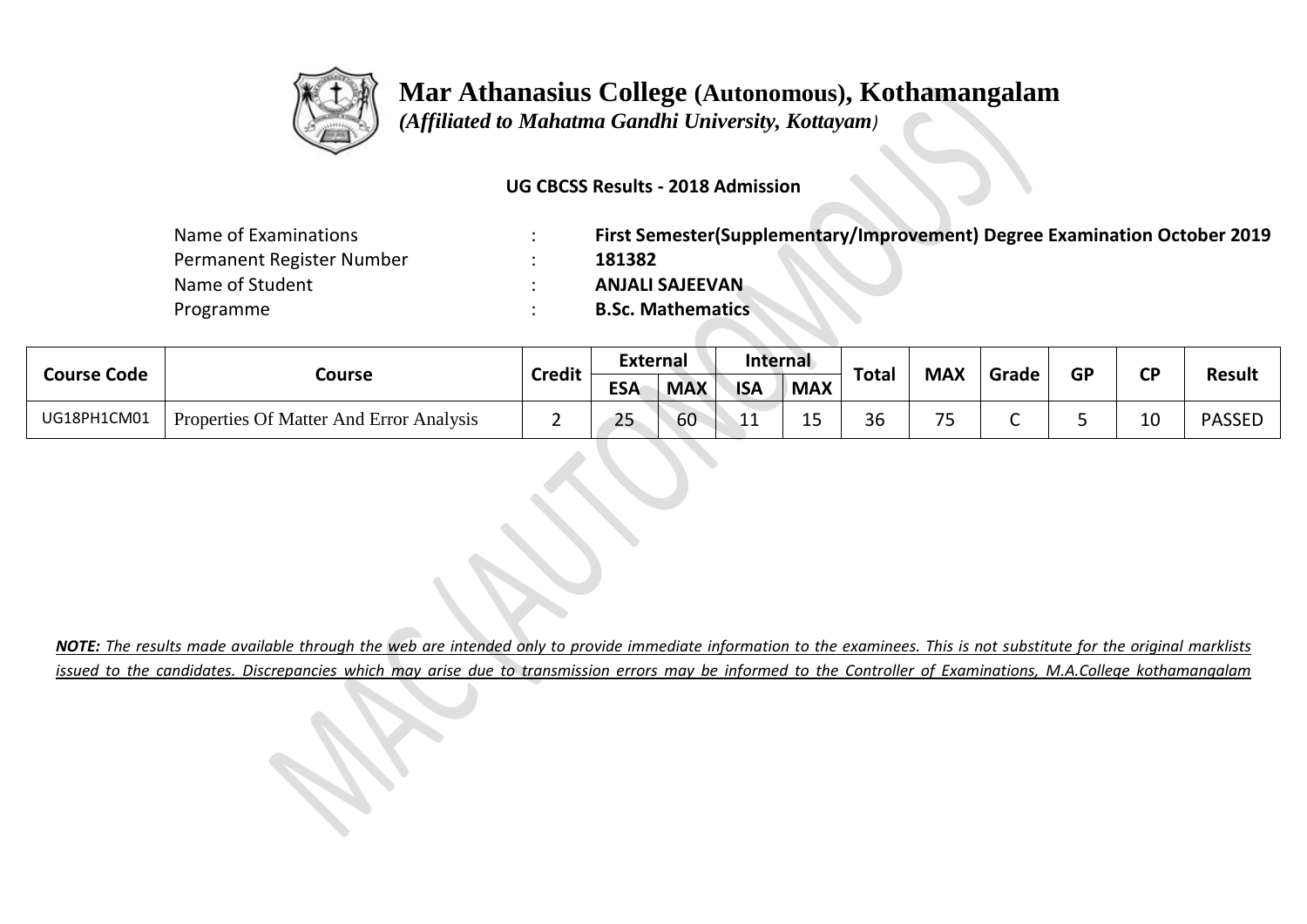# Mar Athanasius College (Autonomous), Kothamangalam

*(Affiliated to Mahatma Gandhi University, Kottayam)*

**UG CBCSS Results - 2018 Admission**

| | | |
|---|---|---|
| Name of Examinations | : | **First Semester(Supplementary/Improvement) Degree Examination October 2019** |
| Permanent Register Number | : | **181382** |
| Name of Student | : | **ANJALI SAJEEVAN** |
| Programme | : | **B.Sc. Mathematics** |

| Course Code | Course | Credit | External | | Internal | | Total | MAX | Grade | GP | CP | Result |
|---|---|---|---|---|---|---|---|---|---|---|---|---|
| | | | ESA | MAX | ISA | MAX | | | | | | |
| UG18PH1CM01 | Properties Of Matter And Error Analysis | 2 | 25 | 60 | 11 | 15 | 36 | 75 | C | 5 | 10 | PASSED |

***NOTE:** The results made available through the web are intended only to provide immediate information to the examinees. This is not substitute for the original marklists issued to the candidates. Discrepancies which may arise due to transmission errors may be informed to the Controller of Examinations, M.A.College kothamangalam*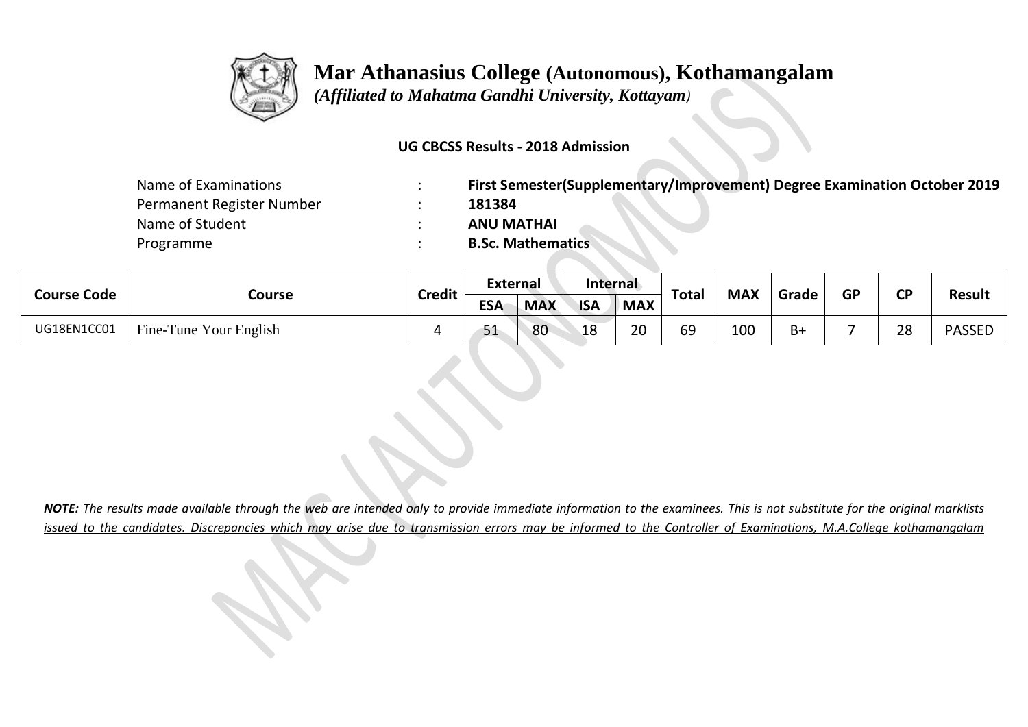# Mar Athanasius College (Autonomous), Kothamangalam

*(Affiliated to Mahatma Gandhi University, Kottayam)*

**UG CBCSS Results - 2018 Admission**

| | | |
|---|---|---|
| Name of Examinations | : | **First Semester(Supplementary/Improvement) Degree Examination October 2019** |
| Permanent Register Number | : | **181384** |
| Name of Student | : | **ANU MATHAI** |
| Programme | : | **B.Sc. Mathematics** |

| Course Code | Course | Credit | External | | Internal | | Total | MAX | Grade | GP | CP | Result |
|---|---|---|---|---|---|---|---|---|---|---|---|---|
| | | | ESA | MAX | ISA | MAX | | | | | | |
| UG18EN1CC01 | Fine-Tune Your English | 4 | 51 | 80 | 18 | 20 | 69 | 100 | B+ | 7 | 28 | PASSED |

***NOTE:*** *The results made available through the web are intended only to provide immediate information to the examinees. This is not substitute for the original marklists issued to the candidates. Discrepancies which may arise due to transmission errors may be informed to the Controller of Examinations, M.A.College kothamangalam*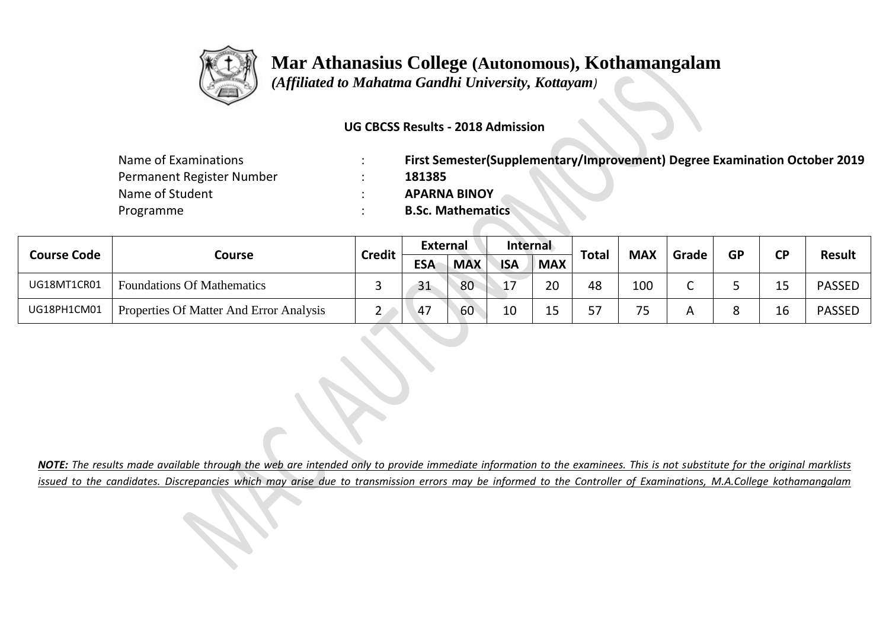# Mar Athanasius College (Autonomous), Kothamangalam

*(Affiliated to Mahatma Gandhi University, Kottayam)*

**UG CBCSS Results - 2018 Admission**

| | | |
|---|---|---|
| Name of Examinations | : | **First Semester(Supplementary/Improvement) Degree Examination October 2019** |
| Permanent Register Number | : | **181385** |
| Name of Student | : | **APARNA BINOY** |
| Programme | : | **B.Sc. Mathematics** |

| Course Code | Course | Credit | External | | Internal | | Total | MAX | Grade | GP | CP | Result |
|---|---|---|---|---|---|---|---|---|---|---|---|---|
| | | | ESA | MAX | ISA | MAX | | | | | | |
| UG18MT1CR01 | Foundations Of Mathematics | 3 | 31 | 80 | 17 | 20 | 48 | 100 | C | 5 | 15 | PASSED |
| UG18PH1CM01 | Properties Of Matter And Error Analysis | 2 | 47 | 60 | 10 | 15 | 57 | 75 | A | 8 | 16 | PASSED |

***NOTE:** The results made available through the web are intended only to provide immediate information to the examinees. This is not substitute for the original marklists issued to the candidates. Discrepancies which may arise due to transmission errors may be informed to the Controller of Examinations, M.A.College kothamangalam*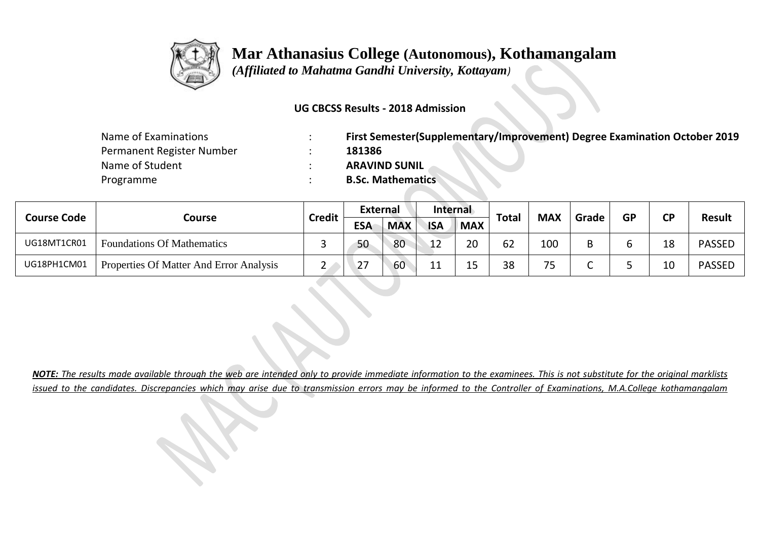# Mar Athanasius College (Autonomous), Kothamangalam

*(Affiliated to Mahatma Gandhi University, Kottayam)*

**UG CBCSS Results - 2018 Admission**

| | | |
|---|---|---|
| Name of Examinations | : | **First Semester(Supplementary/Improvement) Degree Examination October 2019** |
| Permanent Register Number | : | **181386** |
| Name of Student | : | **ARAVIND SUNIL** |
| Programme | : | **B.Sc. Mathematics** |

| Course Code | Course | Credit | External | | Internal | | Total | MAX | Grade | GP | CP | Result |
|---|---|---|---|---|---|---|---|---|---|---|---|---|
| | | | ESA | MAX | ISA | MAX | | | | | | |
| UG18MT1CR01 | Foundations Of Mathematics | 3 | 50 | 80 | 12 | 20 | 62 | 100 | B | 6 | 18 | PASSED |
| UG18PH1CM01 | Properties Of Matter And Error Analysis | 2 | 27 | 60 | 11 | 15 | 38 | 75 | C | 5 | 10 | PASSED |

***NOTE:** The results made available through the web are intended only to provide immediate information to the examinees. This is not substitute for the original marklists issued to the candidates. Discrepancies which may arise due to transmission errors may be informed to the Controller of Examinations, M.A.College kothamangalam*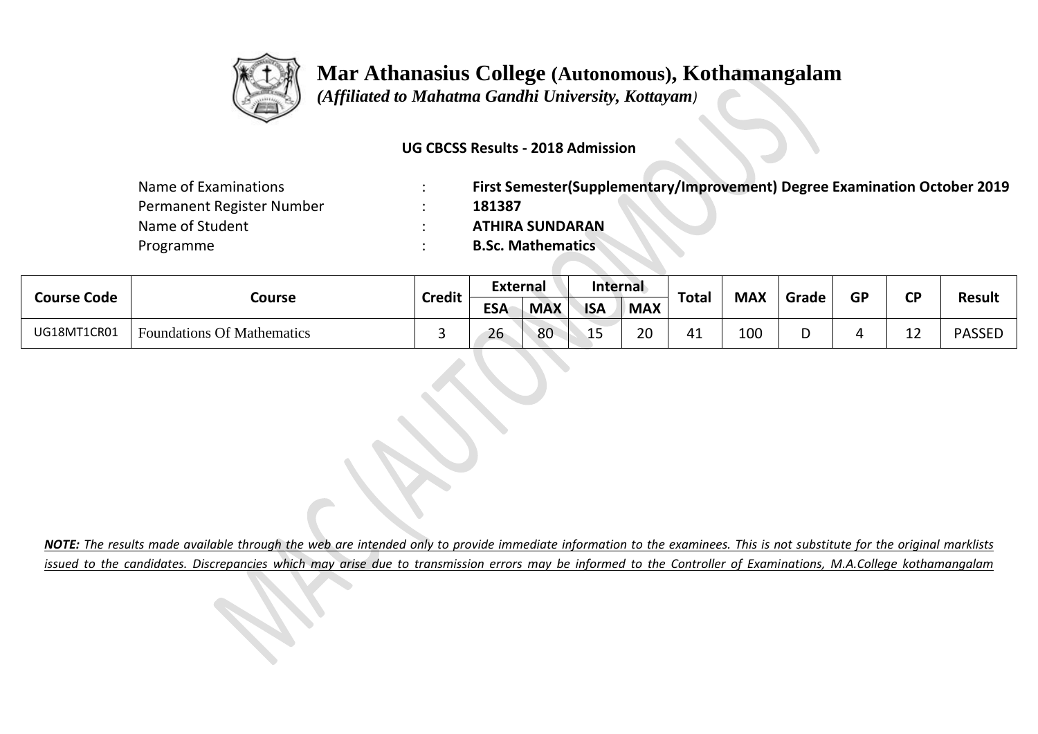# Mar Athanasius College (Autonomous), Kothamangalam

*(Affiliated to Mahatma Gandhi University, Kottayam)*

**UG CBCSS Results - 2018 Admission**

| | | |
|---|---|---|
| Name of Examinations | : | **First Semester(Supplementary/Improvement) Degree Examination October 2019** |
| Permanent Register Number | : | **181387** |
| Name of Student | : | **ATHIRA SUNDARAN** |
| Programme | : | **B.Sc. Mathematics** |

| Course Code | Course | Credit | External | | Internal | | Total | MAX | Grade | GP | CP | Result |
|---|---|---|---|---|---|---|---|---|---|---|---|---|
| | | | ESA | MAX | ISA | MAX | | | | | | |
| UG18MT1CR01 | Foundations Of Mathematics | 3 | 26 | 80 | 15 | 20 | 41 | 100 | D | 4 | 12 | PASSED |

***NOTE:*** *The results made available through the web are intended only to provide immediate information to the examinees. This is not substitute for the original marklists issued to the candidates. Discrepancies which may arise due to transmission errors may be informed to the Controller of Examinations, M.A.College kothamangalam*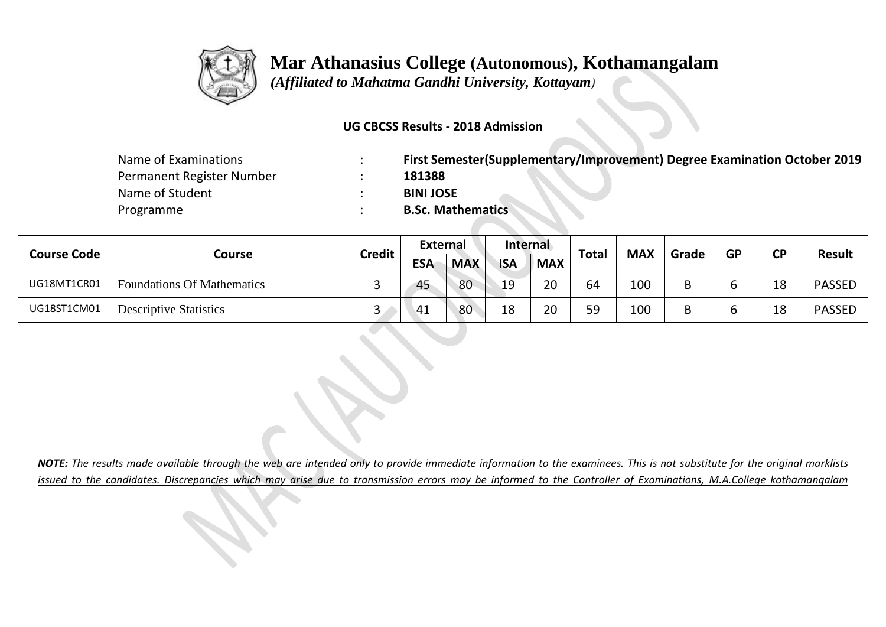# Mar Athanasius College (Autonomous), Kothamangalam

*(Affiliated to Mahatma Gandhi University, Kottayam)*

**UG CBCSS Results - 2018 Admission**

| | | |
|---|---|---|
| Name of Examinations | : | **First Semester(Supplementary/Improvement) Degree Examination October 2019** |
| Permanent Register Number | : | **181388** |
| Name of Student | : | **BINI JOSE** |
| Programme | : | **B.Sc. Mathematics** |

| Course Code | Course | Credit | External | | Internal | | Total | MAX | Grade | GP | CP | Result |
|---|---|---|---|---|---|---|---|---|---|---|---|---|
| | | | ESA | MAX | ISA | MAX | | | | | | |
| UG18MT1CR01 | Foundations Of Mathematics | 3 | 45 | 80 | 19 | 20 | 64 | 100 | B | 6 | 18 | PASSED |
| UG18ST1CM01 | Descriptive Statistics | 3 | 41 | 80 | 18 | 20 | 59 | 100 | B | 6 | 18 | PASSED |

***NOTE:** The results made available through the web are intended only to provide immediate information to the examinees. This is not substitute for the original marklists issued to the candidates. Discrepancies which may arise due to transmission errors may be informed to the Controller of Examinations, M.A.College kothamangalam*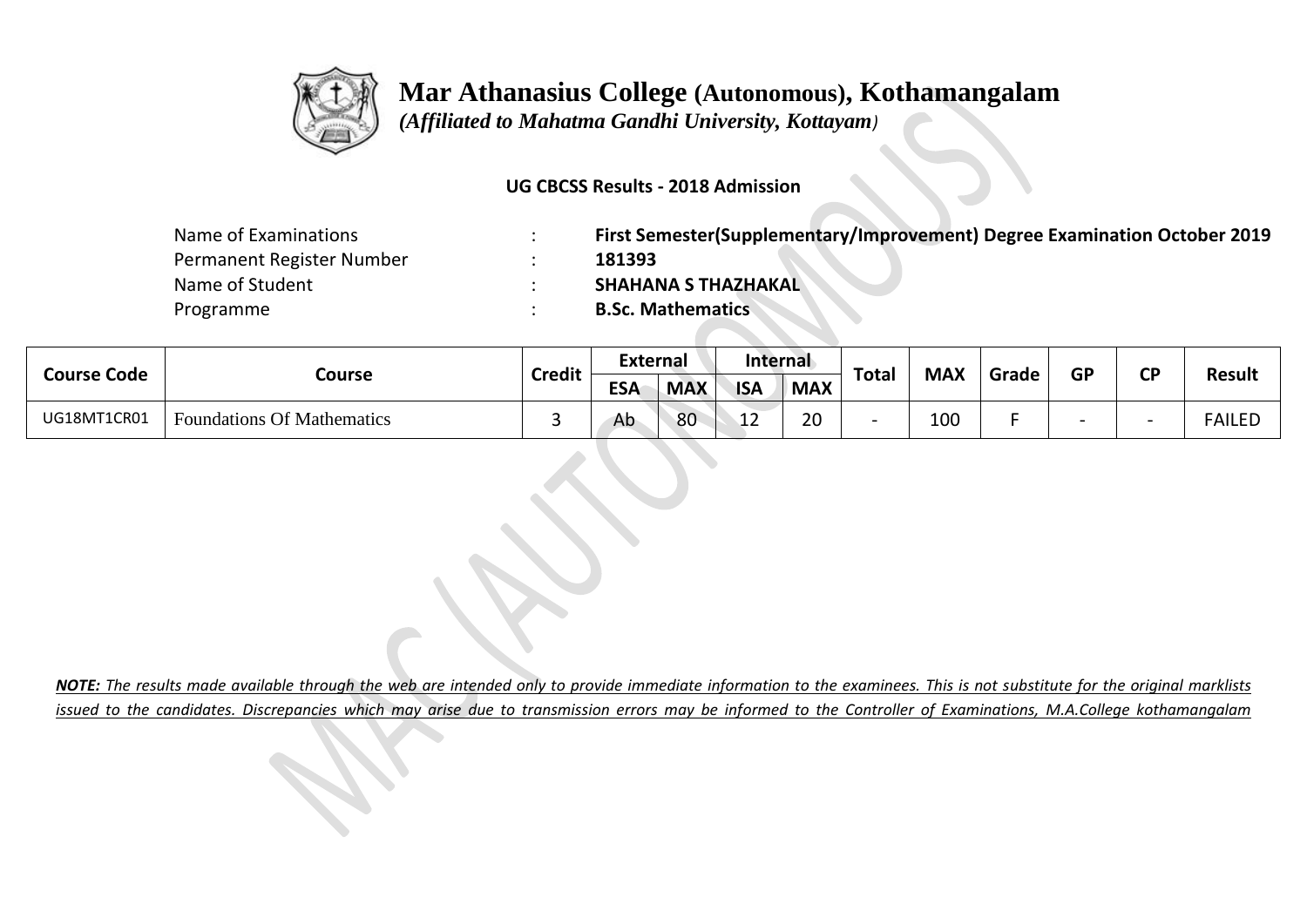# Mar Athanasius College (Autonomous), Kothamangalam

*(Affiliated to Mahatma Gandhi University, Kottayam)*

**UG CBCSS Results - 2018 Admission**

| | | |
|---|---|---|
| Name of Examinations | : | **First Semester(Supplementary/Improvement) Degree Examination October 2019** |
| Permanent Register Number | : | **181393** |
| Name of Student | : | **SHAHANA S THAZHAKAL** |
| Programme | : | **B.Sc. Mathematics** |

| Course Code | Course | Credit | External | | Internal | | Total | MAX | Grade | GP | CP | Result |
|---|---|---|---|---|---|---|---|---|---|---|---|---|
| | | | ESA | MAX | ISA | MAX | | | | | | |
| UG18MT1CR01 | Foundations Of Mathematics | 3 | Ab | 80 | 12 | 20 | - | 100 | F | - | - | FAILED |

***NOTE:*** *The results made available through the web are intended only to provide immediate information to the examinees. This is not substitute for the original marklists issued to the candidates. Discrepancies which may arise due to transmission errors may be informed to the Controller of Examinations, M.A.College kothamangalam*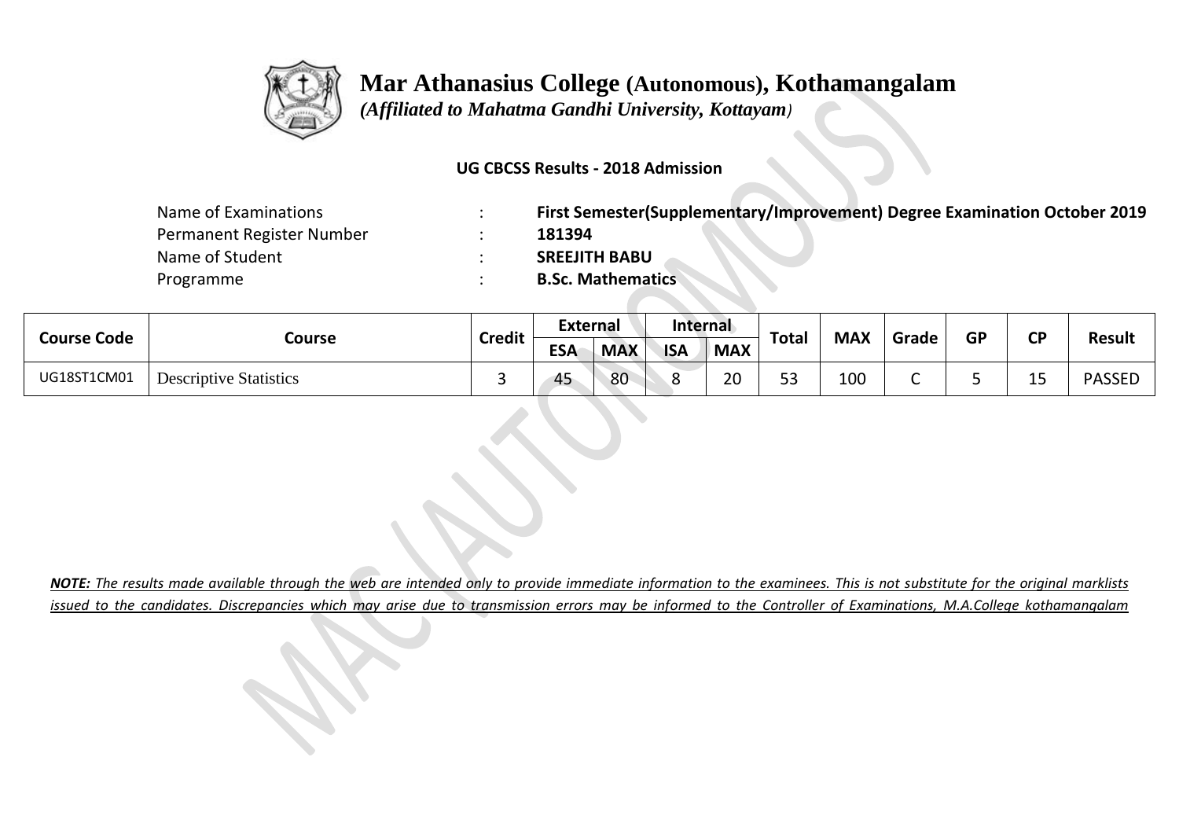# Mar Athanasius College (Autonomous), Kothamangalam

*(Affiliated to Mahatma Gandhi University, Kottayam)*

**UG CBCSS Results - 2018 Admission**

| | | |
|---|---|---|
| Name of Examinations | : | **First Semester(Supplementary/Improvement) Degree Examination October 2019** |
| Permanent Register Number | : | **181394** |
| Name of Student | : | **SREEJITH BABU** |
| Programme | : | **B.Sc. Mathematics** |

| Course Code | Course | Credit | External | | Internal | | Total | MAX | Grade | GP | CP | Result |
|---|---|---|---|---|---|---|---|---|---|---|---|---|
| | | | ESA | MAX | ISA | MAX | | | | | | |
| UG18ST1CM01 | Descriptive Statistics | 3 | 45 | 80 | 8 | 20 | 53 | 100 | C | 5 | 15 | PASSED |

***NOTE:** The results made available through the web are intended only to provide immediate information to the examinees. This is not substitute for the original marklists issued to the candidates. Discrepancies which may arise due to transmission errors may be informed to the Controller of Examinations, M.A.College kothamangalam*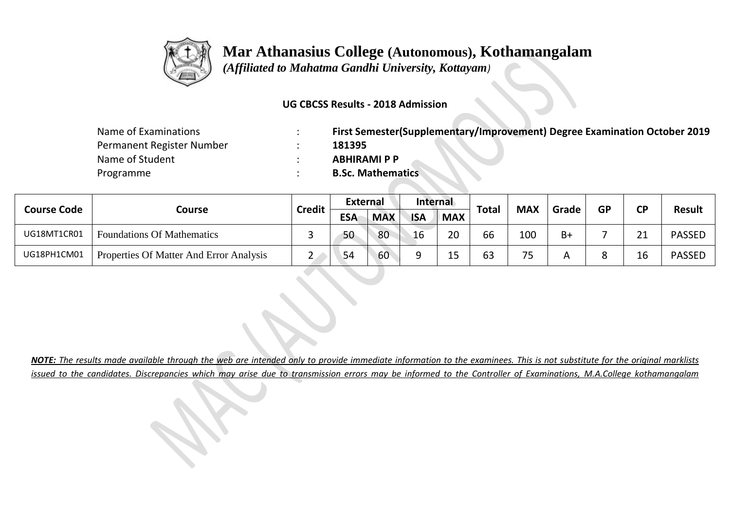# Mar Athanasius College (Autonomous), Kothamangalam

*(Affiliated to Mahatma Gandhi University, Kottayam)*

**UG CBCSS Results - 2018 Admission**

| | | |
|---|---|---|
| Name of Examinations | : | **First Semester(Supplementary/Improvement) Degree Examination October 2019** |
| Permanent Register Number | : | **181395** |
| Name of Student | : | **ABHIRAMI P P** |
| Programme | : | **B.Sc. Mathematics** |

| Course Code | Course | Credit | External | | Internal | | Total | MAX | Grade | GP | CP | Result |
|---|---|---|---|---|---|---|---|---|---|---|---|---|
| | | | ESA | MAX | ISA | MAX | | | | | | |
| UG18MT1CR01 | Foundations Of Mathematics | 3 | 50 | 80 | 16 | 20 | 66 | 100 | B+ | 7 | 21 | PASSED |
| UG18PH1CM01 | Properties Of Matter And Error Analysis | 2 | 54 | 60 | 9 | 15 | 63 | 75 | A | 8 | 16 | PASSED |

***NOTE:** The results made available through the web are intended only to provide immediate information to the examinees. This is not substitute for the original marklists issued to the candidates. Discrepancies which may arise due to transmission errors may be informed to the Controller of Examinations, M.A.College kothamangalam*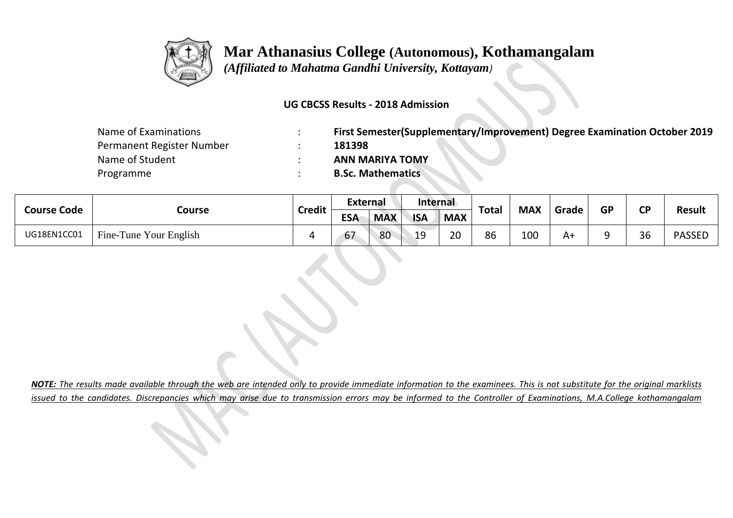# Mar Athanasius College (Autonomous), Kothamangalam

*(Affiliated to Mahatma Gandhi University, Kottayam)*

**UG CBCSS Results - 2018 Admission**

| | | |
|---|---|---|
| Name of Examinations | : | **First Semester(Supplementary/Improvement) Degree Examination October 2019** |
| Permanent Register Number | : | **181398** |
| Name of Student | : | **ANN MARIYA TOMY** |
| Programme | : | **B.Sc. Mathematics** |

| Course Code | Course | Credit | External | | Internal | | Total | MAX | Grade | GP | CP | Result |
|---|---|---|---|---|---|---|---|---|---|---|---|---|
| | | | ESA | MAX | ISA | MAX | | | | | | |
| UG18EN1CC01 | Fine-Tune Your English | 4 | 67 | 80 | 19 | 20 | 86 | 100 | A+ | 9 | 36 | PASSED |

***NOTE:*** *The results made available through the web are intended only to provide immediate information to the examinees. This is not substitute for the original marklists issued to the candidates. Discrepancies which may arise due to transmission errors may be informed to the Controller of Examinations, M.A.College kothamangalam*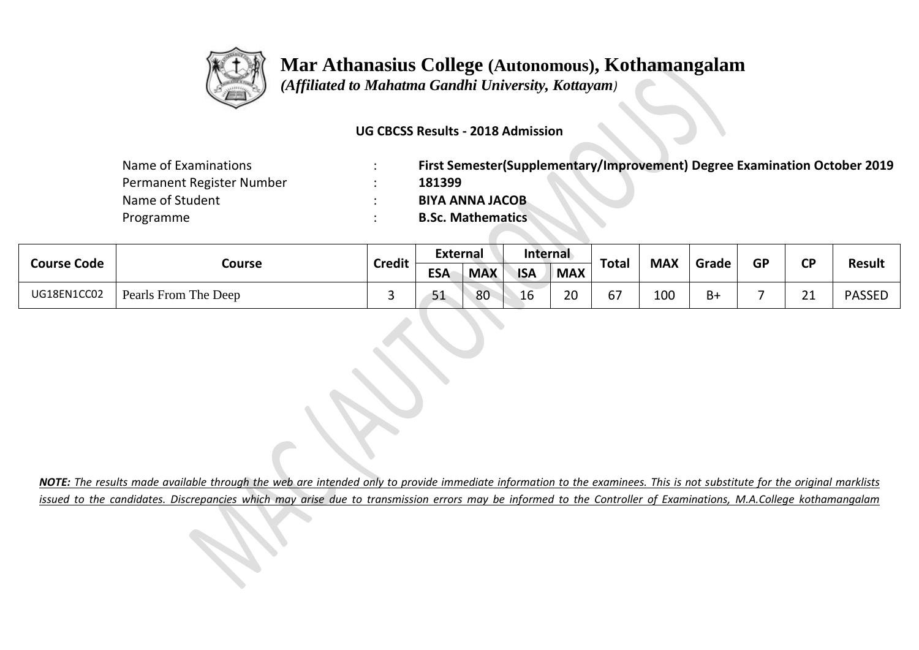# Mar Athanasius College (Autonomous), Kothamangalam

*(Affiliated to Mahatma Gandhi University, Kottayam)*

**UG CBCSS Results - 2018 Admission**

| | | |
|---|---|---|
| Name of Examinations | : | **First Semester(Supplementary/Improvement) Degree Examination October 2019** |
| Permanent Register Number | : | **181399** |
| Name of Student | : | **BIYA ANNA JACOB** |
| Programme | : | **B.Sc. Mathematics** |

| Course Code | Course | Credit | External | | Internal | | Total | MAX | Grade | GP | CP | Result |
|---|---|---|---|---|---|---|---|---|---|---|---|---|
| | | | ESA | MAX | ISA | MAX | | | | | | |
| UG18EN1CC02 | Pearls From The Deep | 3 | 51 | 80 | 16 | 20 | 67 | 100 | B+ | 7 | 21 | PASSED |

***NOTE:** The results made available through the web are intended only to provide immediate information to the examinees. This is not substitute for the original marklists issued to the candidates. Discrepancies which may arise due to transmission errors may be informed to the Controller of Examinations, M.A.College kothamangalam*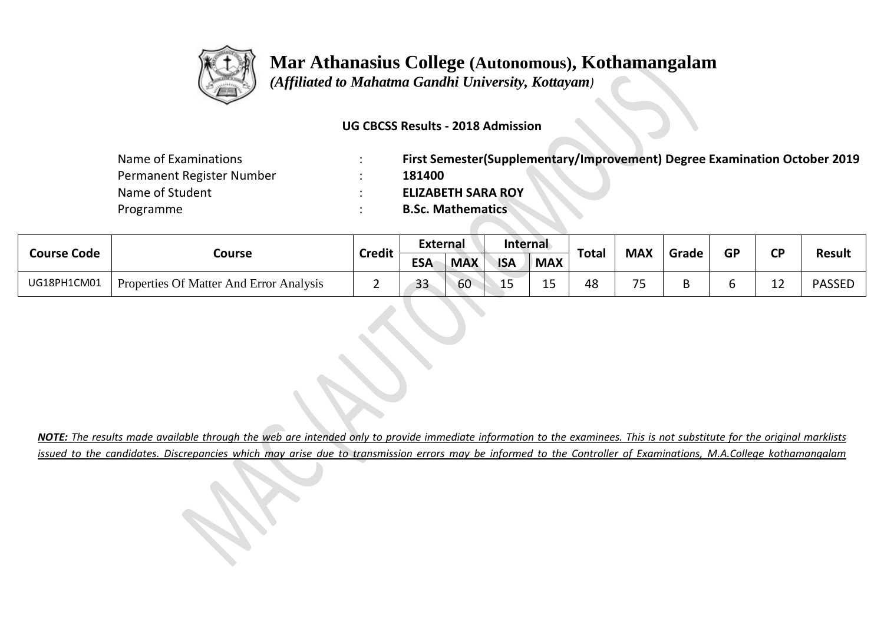# Mar Athanasius College (Autonomous), Kothamangalam

*(Affiliated to Mahatma Gandhi University, Kottayam)*

**UG CBCSS Results - 2018 Admission**

| | | |
|---|---|---|
| Name of Examinations | : | **First Semester(Supplementary/Improvement) Degree Examination October 2019** |
| Permanent Register Number | : | **181400** |
| Name of Student | : | **ELIZABETH SARA ROY** |
| Programme | : | **B.Sc. Mathematics** |

| Course Code | Course | Credit | External | | Internal | | Total | MAX | Grade | GP | CP | Result |
|---|---|---|---|---|---|---|---|---|---|---|---|---|
| | | | ESA | MAX | ISA | MAX | | | | | | |
| UG18PH1CM01 | Properties Of Matter And Error Analysis | 2 | 33 | 60 | 15 | 15 | 48 | 75 | B | 6 | 12 | PASSED |

***NOTE:** The results made available through the web are intended only to provide immediate information to the examinees. This is not substitute for the original marklists issued to the candidates. Discrepancies which may arise due to transmission errors may be informed to the Controller of Examinations, M.A.College kothamangalam*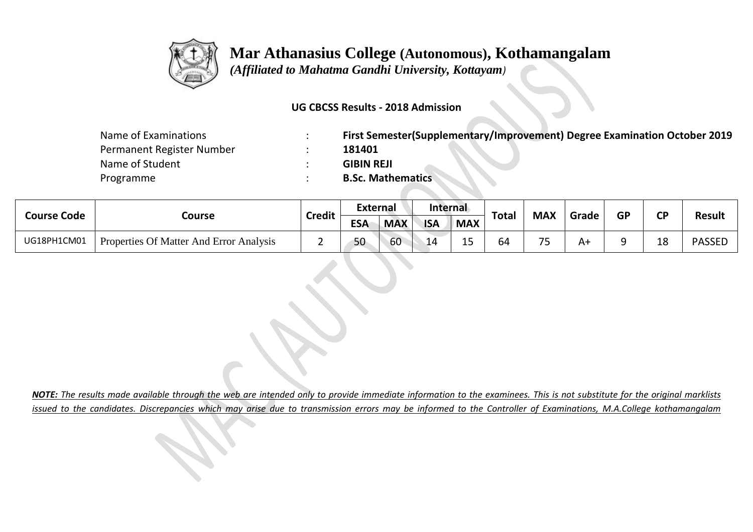# Mar Athanasius College (Autonomous), Kothamangalam

*(Affiliated to Mahatma Gandhi University, Kottayam)*

**UG CBCSS Results - 2018 Admission**

| | | |
|---|---|---|
| Name of Examinations | : | **First Semester(Supplementary/Improvement) Degree Examination October 2019** |
| Permanent Register Number | : | **181401** |
| Name of Student | : | **GIBIN REJI** |
| Programme | : | **B.Sc. Mathematics** |

| Course Code | Course | Credit | External | | Internal | | Total | MAX | Grade | GP | CP | Result |
|---|---|---|---|---|---|---|---|---|---|---|---|---|
| | | | ESA | MAX | ISA | MAX | | | | | | |
| UG18PH1CM01 | Properties Of Matter And Error Analysis | 2 | 50 | 60 | 14 | 15 | 64 | 75 | A+ | 9 | 18 | PASSED |

***NOTE:*** *The results made available through the web are intended only to provide immediate information to the examinees. This is not substitute for the original marklists issued to the candidates. Discrepancies which may arise due to transmission errors may be informed to the Controller of Examinations, M.A.College kothamangalam*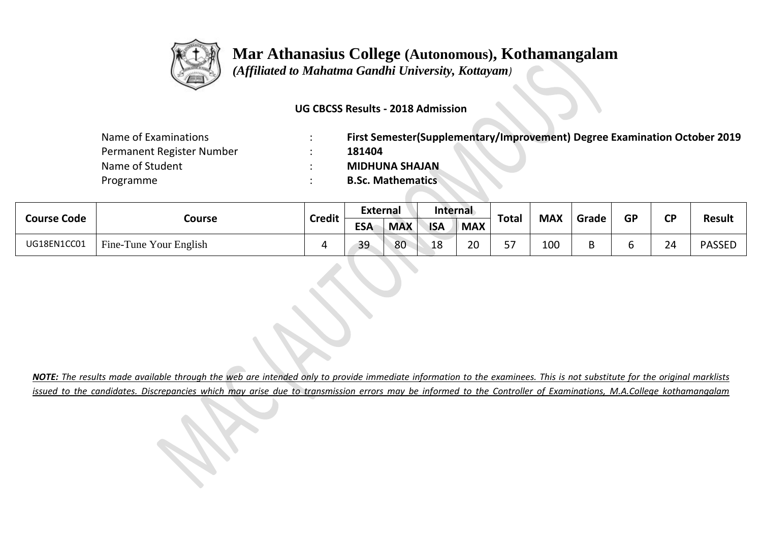# Mar Athanasius College (Autonomous), Kothamangalam

*(Affiliated to Mahatma Gandhi University, Kottayam)*

**UG CBCSS Results - 2018 Admission**

| | | |
|---|---|---|
| Name of Examinations | : | **First Semester(Supplementary/Improvement) Degree Examination October 2019** |
| Permanent Register Number | : | **181404** |
| Name of Student | : | **MIDHUNA SHAJAN** |
| Programme | : | **B.Sc. Mathematics** |

| Course Code | Course | Credit | External | | Internal | | Total | MAX | Grade | GP | CP | Result |
|---|---|---|---|---|---|---|---|---|---|---|---|---|
| | | | ESA | MAX | ISA | MAX | | | | | | |
| UG18EN1CC01 | Fine-Tune Your English | 4 | 39 | 80 | 18 | 20 | 57 | 100 | B | 6 | 24 | PASSED |

***NOTE:*** *The results made available through the web are intended only to provide immediate information to the examinees. This is not substitute for the original marklists issued to the candidates. Discrepancies which may arise due to transmission errors may be informed to the Controller of Examinations, M.A.College kothamangalam*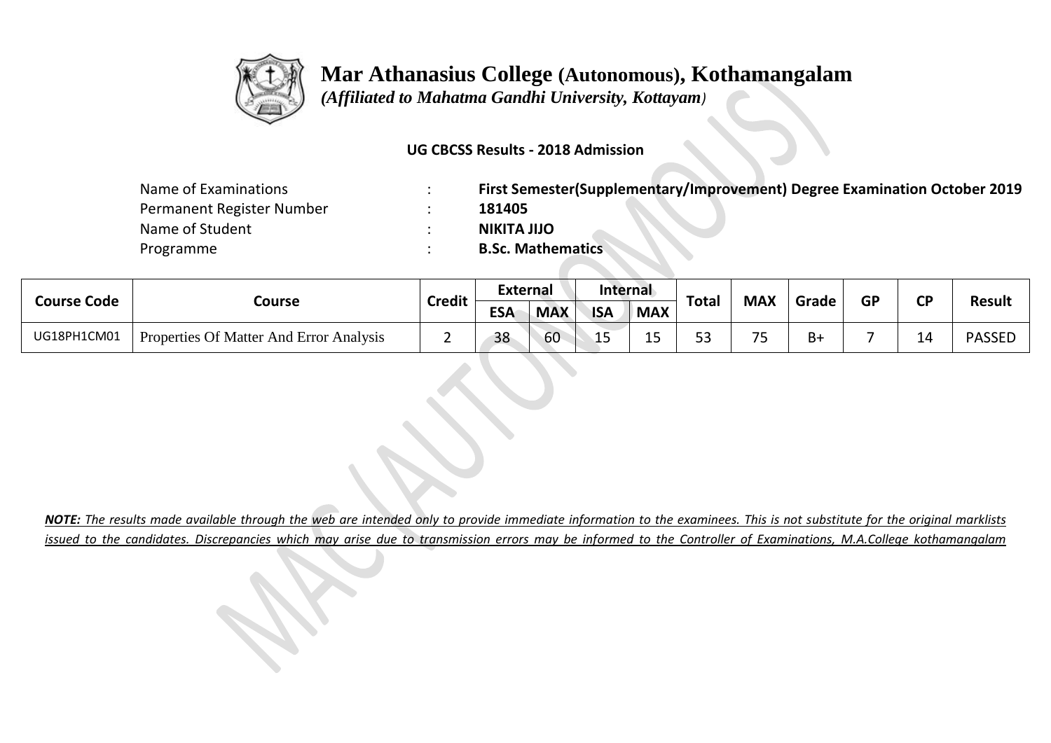# Mar Athanasius College (Autonomous), Kothamangalam

*(Affiliated to Mahatma Gandhi University, Kottayam)*

**UG CBCSS Results - 2018 Admission**

| | | |
|---|---|---|
| Name of Examinations | : | **First Semester(Supplementary/Improvement) Degree Examination October 2019** |
| Permanent Register Number | : | **181405** |
| Name of Student | : | **NIKITA JIJO** |
| Programme | : | **B.Sc. Mathematics** |

| Course Code | Course | Credit | External | | Internal | | Total | MAX | Grade | GP | CP | Result |
|---|---|---|---|---|---|---|---|---|---|---|---|---|
| | | | ESA | MAX | ISA | MAX | | | | | | |
| UG18PH1CM01 | Properties Of Matter And Error Analysis | 2 | 38 | 60 | 15 | 15 | 53 | 75 | B+ | 7 | 14 | PASSED |

***NOTE:*** *The results made available through the web are intended only to provide immediate information to the examinees. This is not substitute for the original marklists issued to the candidates. Discrepancies which may arise due to transmission errors may be informed to the Controller of Examinations, M.A.College kothamangalam*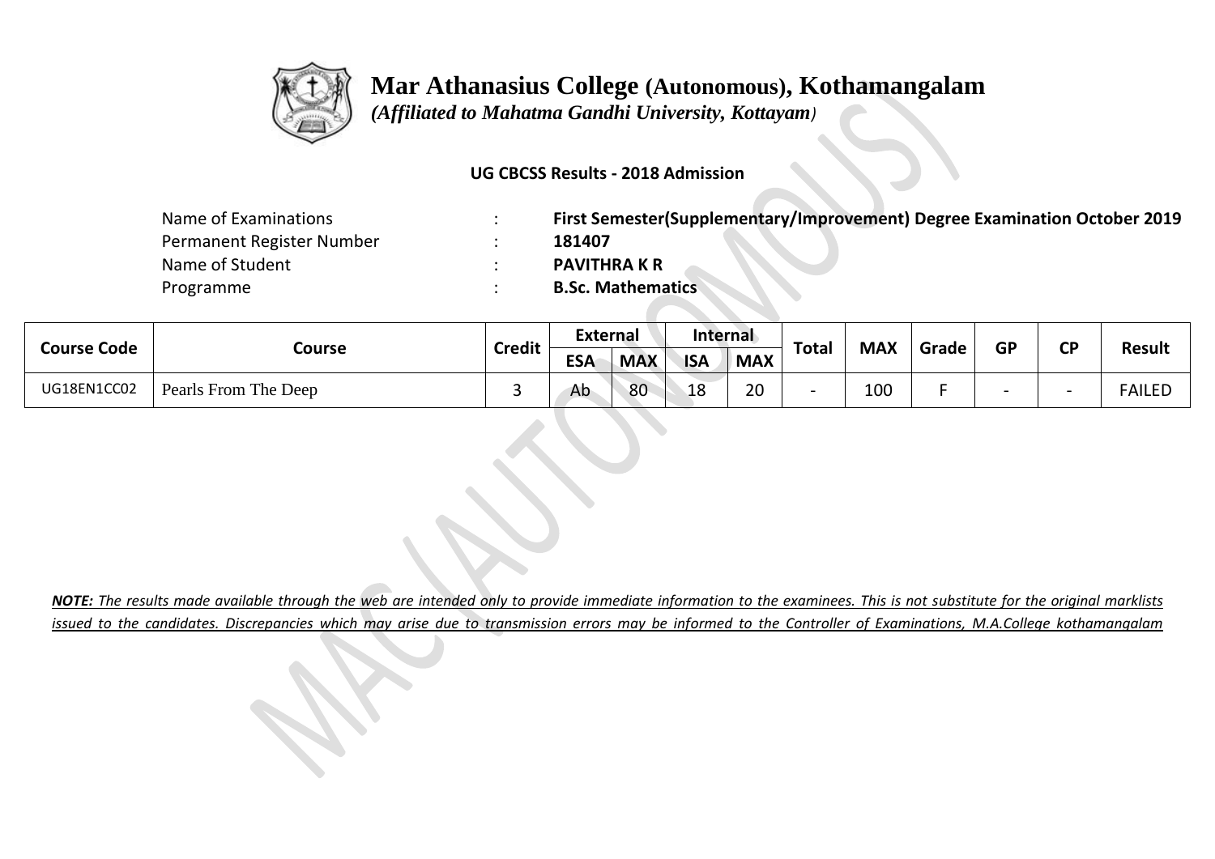# Mar Athanasius College (Autonomous), Kothamangalam

*(Affiliated to Mahatma Gandhi University, Kottayam)*

**UG CBCSS Results - 2018 Admission**

| | | |
|---|---|---|
| Name of Examinations | : | **First Semester(Supplementary/Improvement) Degree Examination October 2019** |
| Permanent Register Number | : | **181407** |
| Name of Student | : | **PAVITHRA K R** |
| Programme | : | **B.Sc. Mathematics** |

| Course Code | Course | Credit | External | | Internal | | Total | MAX | Grade | GP | CP | Result |
|---|---|---|---|---|---|---|---|---|---|---|---|---|
| | | | ESA | MAX | ISA | MAX | | | | | | |
| UG18EN1CC02 | Pearls From The Deep | 3 | Ab | 80 | 18 | 20 | - | 100 | F | - | - | FAILED |

***NOTE:** The results made available through the web are intended only to provide immediate information to the examinees. This is not substitute for the original marklists issued to the candidates. Discrepancies which may arise due to transmission errors may be informed to the Controller of Examinations, M.A.College kothamangalam*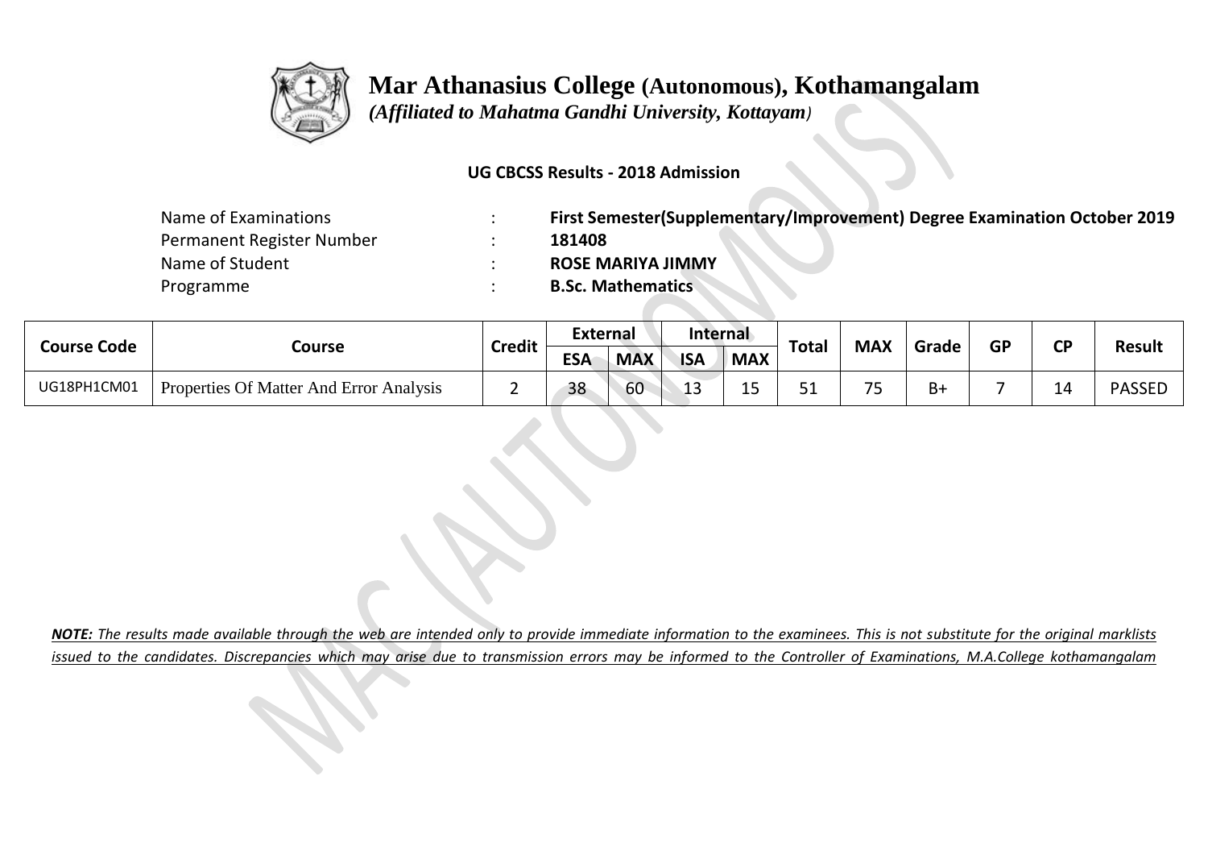# Mar Athanasius College (Autonomous), Kothamangalam

*(Affiliated to Mahatma Gandhi University, Kottayam)*

**UG CBCSS Results - 2018 Admission**

| | | |
|---|---|---|
| Name of Examinations | : | **First Semester(Supplementary/Improvement) Degree Examination October 2019** |
| Permanent Register Number | : | **181408** |
| Name of Student | : | **ROSE MARIYA JIMMY** |
| Programme | : | **B.Sc. Mathematics** |

| Course Code | Course | Credit | External | | Internal | | Total | MAX | Grade | GP | CP | Result |
|---|---|---|---|---|---|---|---|---|---|---|---|---|
| | | | ESA | MAX | ISA | MAX | | | | | | |
| UG18PH1CM01 | Properties Of Matter And Error Analysis | 2 | 38 | 60 | 13 | 15 | 51 | 75 | B+ | 7 | 14 | PASSED |

***NOTE:** The results made available through the web are intended only to provide immediate information to the examinees. This is not substitute for the original marklists issued to the candidates. Discrepancies which may arise due to transmission errors may be informed to the Controller of Examinations, M.A.College kothamangalam*